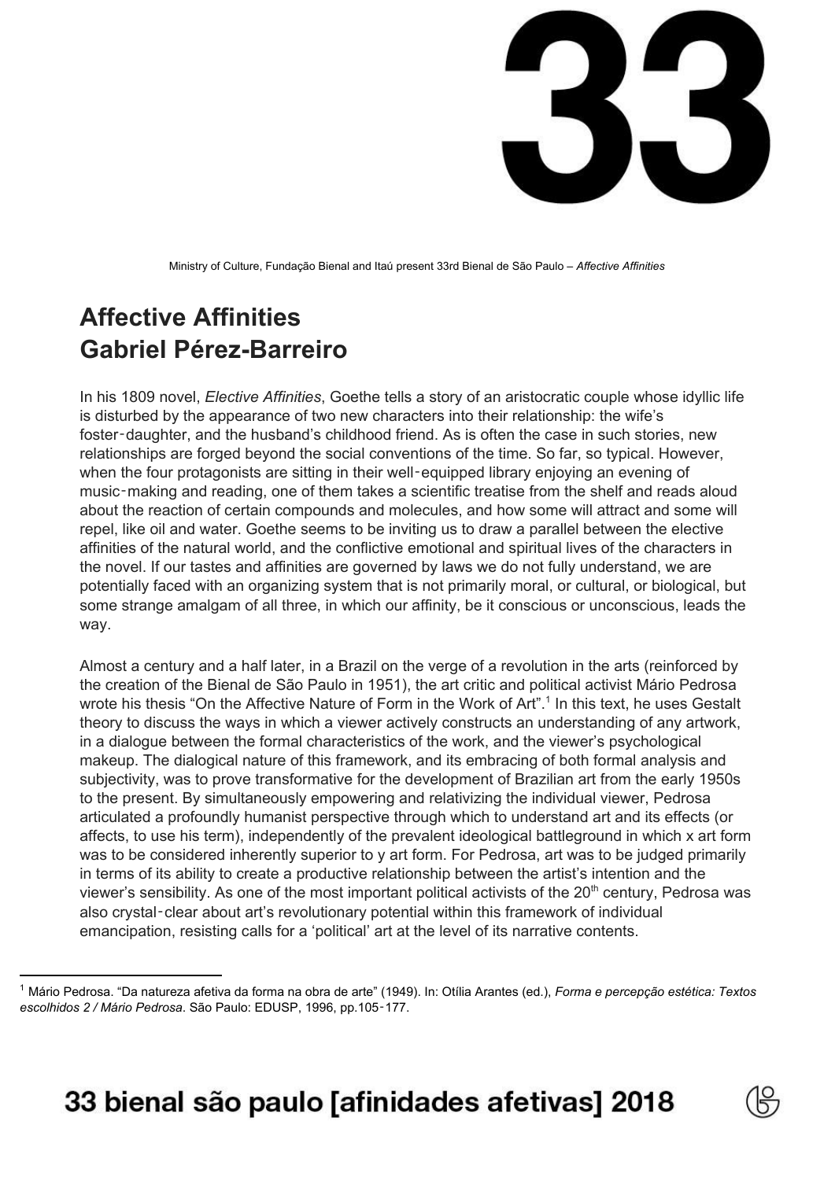# 33

Ministry of Culture, Fundação Bienal and Itaú present 33rd Bienal de São Paulo – *Affective Affinities*

## Affective Affinities
## Gabriel Pérez-Barreiro

In his 1809 novel, *Elective Affinities*, Goethe tells a story of an aristocratic couple whose idyllic life is disturbed by the appearance of two new characters into their relationship: the wife's foster-daughter, and the husband's childhood friend. As is often the case in such stories, new relationships are forged beyond the social conventions of the time. So far, so typical. However, when the four protagonists are sitting in their well-equipped library enjoying an evening of music-making and reading, one of them takes a scientific treatise from the shelf and reads aloud about the reaction of certain compounds and molecules, and how some will attract and some will repel, like oil and water. Goethe seems to be inviting us to draw a parallel between the elective affinities of the natural world, and the conflictive emotional and spiritual lives of the characters in the novel. If our tastes and affinities are governed by laws we do not fully understand, we are potentially faced with an organizing system that is not primarily moral, or cultural, or biological, but some strange amalgam of all three, in which our affinity, be it conscious or unconscious, leads the way.

Almost a century and a half later, in a Brazil on the verge of a revolution in the arts (reinforced by the creation of the Bienal de São Paulo in 1951), the art critic and political activist Mário Pedrosa wrote his thesis "On the Affective Nature of Form in the Work of Art".[1] In this text, he uses Gestalt theory to discuss the ways in which a viewer actively constructs an understanding of any artwork, in a dialogue between the formal characteristics of the work, and the viewer's psychological makeup. The dialogical nature of this framework, and its embracing of both formal analysis and subjectivity, was to prove transformative for the development of Brazilian art from the early 1950s to the present. By simultaneously empowering and relativizing the individual viewer, Pedrosa articulated a profoundly humanist perspective through which to understand art and its effects (or affects, to use his term), independently of the prevalent ideological battleground in which x art form was to be considered inherently superior to y art form. For Pedrosa, art was to be judged primarily in terms of its ability to create a productive relationship between the artist's intention and the viewer's sensibility. As one of the most important political activists of the 20th century, Pedrosa was also crystal-clear about art's revolutionary potential within this framework of individual emancipation, resisting calls for a 'political' art at the level of its narrative contents.

[1] Mário Pedrosa. "Da natureza afetiva da forma na obra de arte" (1949). In: Otília Arantes (ed.), *Forma e percepção estética: Textos escolhidos 2 / Mário Pedrosa*. São Paulo: EDUSP, 1996, pp.105-177.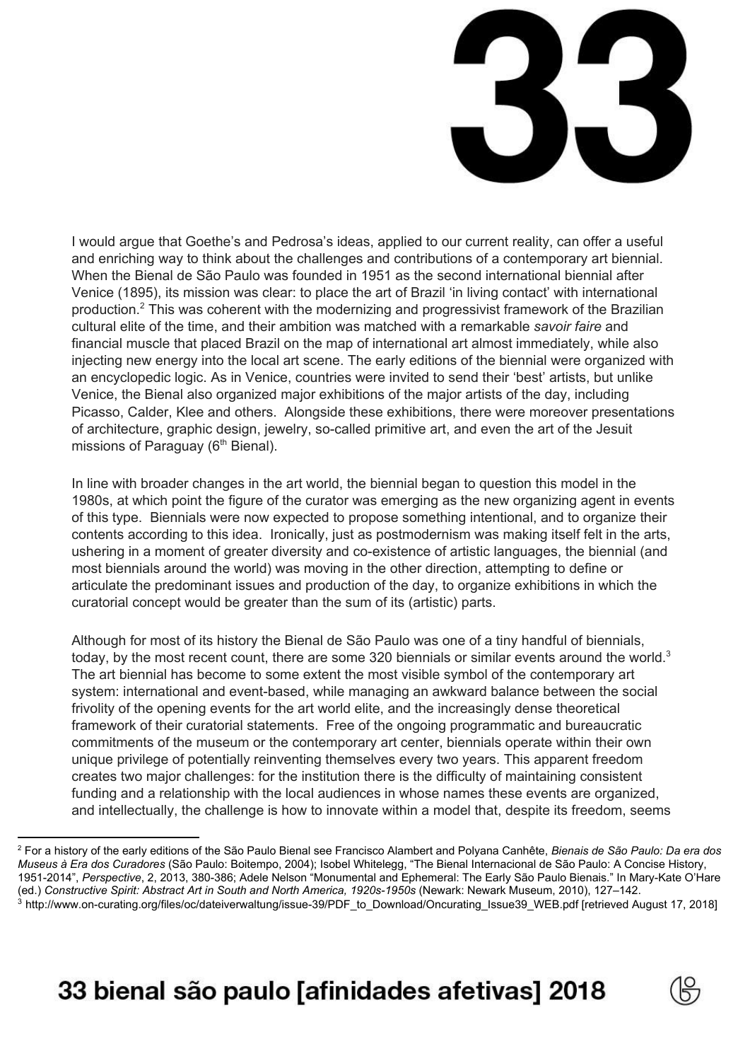I would argue that Goethe's and Pedrosa's ideas, applied to our current reality, can offer a useful and enriching way to think about the challenges and contributions of a contemporary art biennial. When the Bienal de São Paulo was founded in 1951 as the second international biennial after Venice (1895), its mission was clear: to place the art of Brazil 'in living contact' with international production.[2] This was coherent with the modernizing and progressivist framework of the Brazilian cultural elite of the time, and their ambition was matched with a remarkable *savoir faire* and financial muscle that placed Brazil on the map of international art almost immediately, while also injecting new energy into the local art scene. The early editions of the biennial were organized with an encyclopedic logic. As in Venice, countries were invited to send their 'best' artists, but unlike Venice, the Bienal also organized major exhibitions of the major artists of the day, including Picasso, Calder, Klee and others. Alongside these exhibitions, there were moreover presentations of architecture, graphic design, jewelry, so-called primitive art, and even the art of the Jesuit missions of Paraguay (6th Bienal).

In line with broader changes in the art world, the biennial began to question this model in the 1980s, at which point the figure of the curator was emerging as the new organizing agent in events of this type. Biennials were now expected to propose something intentional, and to organize their contents according to this idea. Ironically, just as postmodernism was making itself felt in the arts, ushering in a moment of greater diversity and co-existence of artistic languages, the biennial (and most biennials around the world) was moving in the other direction, attempting to define or articulate the predominant issues and production of the day, to organize exhibitions in which the curatorial concept would be greater than the sum of its (artistic) parts.

Although for most of its history the Bienal de São Paulo was one of a tiny handful of biennials, today, by the most recent count, there are some 320 biennials or similar events around the world.[3] The art biennial has become to some extent the most visible symbol of the contemporary art system: international and event-based, while managing an awkward balance between the social frivolity of the opening events for the art world elite, and the increasingly dense theoretical framework of their curatorial statements. Free of the ongoing programmatic and bureaucratic commitments of the museum or the contemporary art center, biennials operate within their own unique privilege of potentially reinventing themselves every two years. This apparent freedom creates two major challenges: for the institution there is the difficulty of maintaining consistent funding and a relationship with the local audiences in whose names these events are organized, and intellectually, the challenge is how to innovate within a model that, despite its freedom, seems

---

[2] For a history of the early editions of the São Paulo Bienal see Francisco Alambert and Polyana Canhête, *Bienais de São Paulo: Da era dos Museus à Era dos Curadores* (São Paulo: Boitempo, 2004); Isobel Whitelegg, "The Bienal Internacional de São Paulo: A Concise History, 1951-2014", *Perspective*, 2, 2013, 380-386; Adele Nelson "Monumental and Ephemeral: The Early São Paulo Bienais." In Mary-Kate O'Hare (ed.) *Constructive Spirit: Abstract Art in South and North America, 1920s-1950s* (Newark: Newark Museum, 2010), 127–142.

[3] http://www.on-curating.org/files/oc/dateiverwaltung/issue-39/PDF_to_Download/Oncurating_Issue39_WEB.pdf [retrieved August 17, 2018]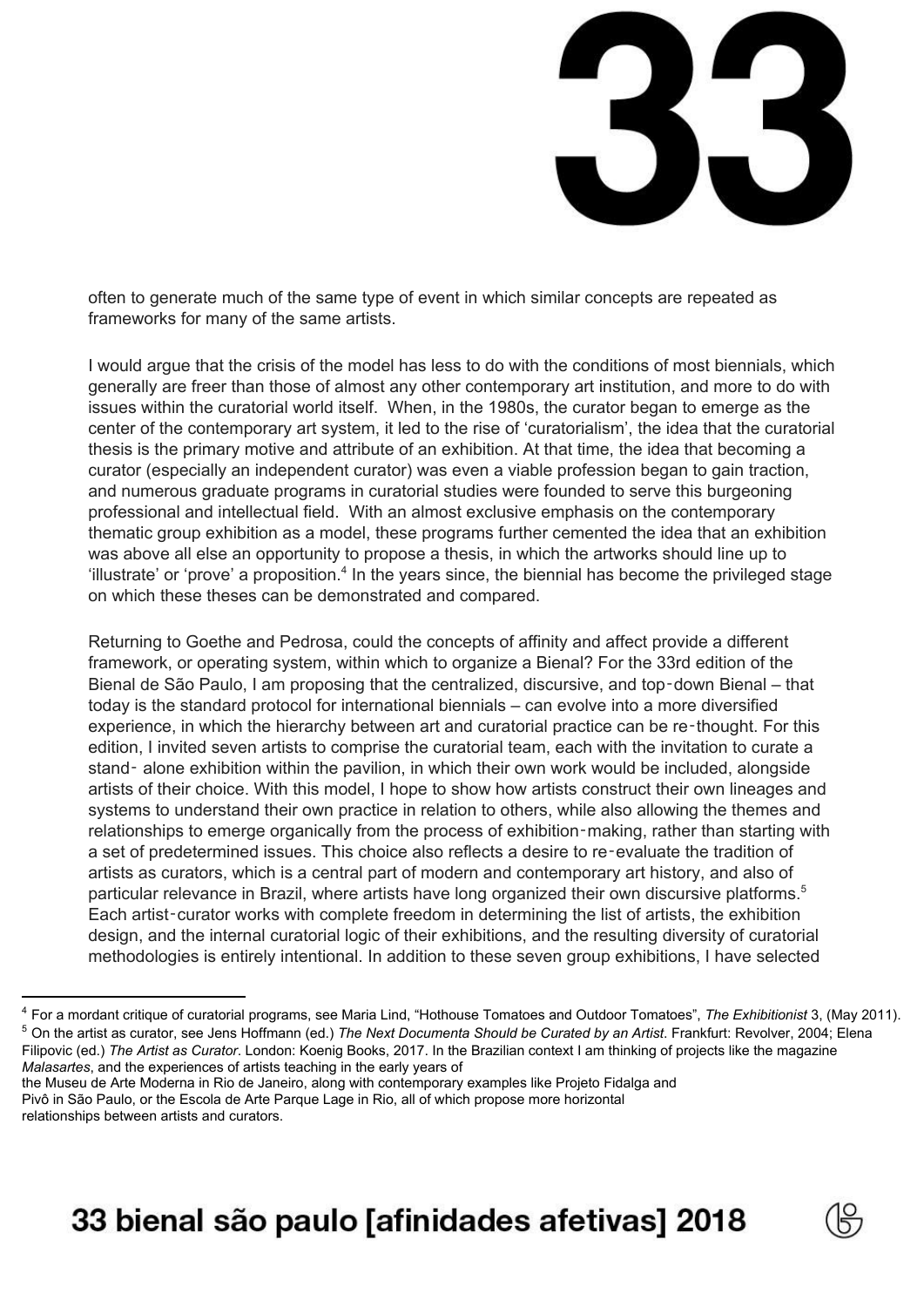often to generate much of the same type of event in which similar concepts are repeated as frameworks for many of the same artists.

I would argue that the crisis of the model has less to do with the conditions of most biennials, which generally are freer than those of almost any other contemporary art institution, and more to do with issues within the curatorial world itself. When, in the 1980s, the curator began to emerge as the center of the contemporary art system, it led to the rise of 'curatorialism', the idea that the curatorial thesis is the primary motive and attribute of an exhibition. At that time, the idea that becoming a curator (especially an independent curator) was even a viable profession began to gain traction, and numerous graduate programs in curatorial studies were founded to serve this burgeoning professional and intellectual field. With an almost exclusive emphasis on the contemporary thematic group exhibition as a model, these programs further cemented the idea that an exhibition was above all else an opportunity to propose a thesis, in which the artworks should line up to 'illustrate' or 'prove' a proposition.[4] In the years since, the biennial has become the privileged stage on which these theses can be demonstrated and compared.

Returning to Goethe and Pedrosa, could the concepts of affinity and affect provide a different framework, or operating system, within which to organize a Bienal? For the 33rd edition of the Bienal de São Paulo, I am proposing that the centralized, discursive, and top-down Bienal – that today is the standard protocol for international biennials – can evolve into a more diversified experience, in which the hierarchy between art and curatorial practice can be re-thought. For this edition, I invited seven artists to comprise the curatorial team, each with the invitation to curate a stand- alone exhibition within the pavilion, in which their own work would be included, alongside artists of their choice. With this model, I hope to show how artists construct their own lineages and systems to understand their own practice in relation to others, while also allowing the themes and relationships to emerge organically from the process of exhibition-making, rather than starting with a set of predetermined issues. This choice also reflects a desire to re-evaluate the tradition of artists as curators, which is a central part of modern and contemporary art history, and also of particular relevance in Brazil, where artists have long organized their own discursive platforms.[5] Each artist-curator works with complete freedom in determining the list of artists, the exhibition design, and the internal curatorial logic of their exhibitions, and the resulting diversity of curatorial methodologies is entirely intentional. In addition to these seven group exhibitions, I have selected

---

[4] For a mordant critique of curatorial programs, see Maria Lind, "Hothouse Tomatoes and Outdoor Tomatoes", *The Exhibitionist* 3, (May 2011).

[5] On the artist as curator, see Jens Hoffmann (ed.) *The Next Documenta Should be Curated by an Artist*. Frankfurt: Revolver, 2004; Elena Filipovic (ed.) *The Artist as Curator*. London: Koenig Books, 2017. In the Brazilian context I am thinking of projects like the magazine *Malasartes*, and the experiences of artists teaching in the early years of the Museu de Arte Moderna in Rio de Janeiro, along with contemporary examples like Projeto Fidalga and Pivô in São Paulo, or the Escola de Arte Parque Lage in Rio, all of which propose more horizontal relationships between artists and curators.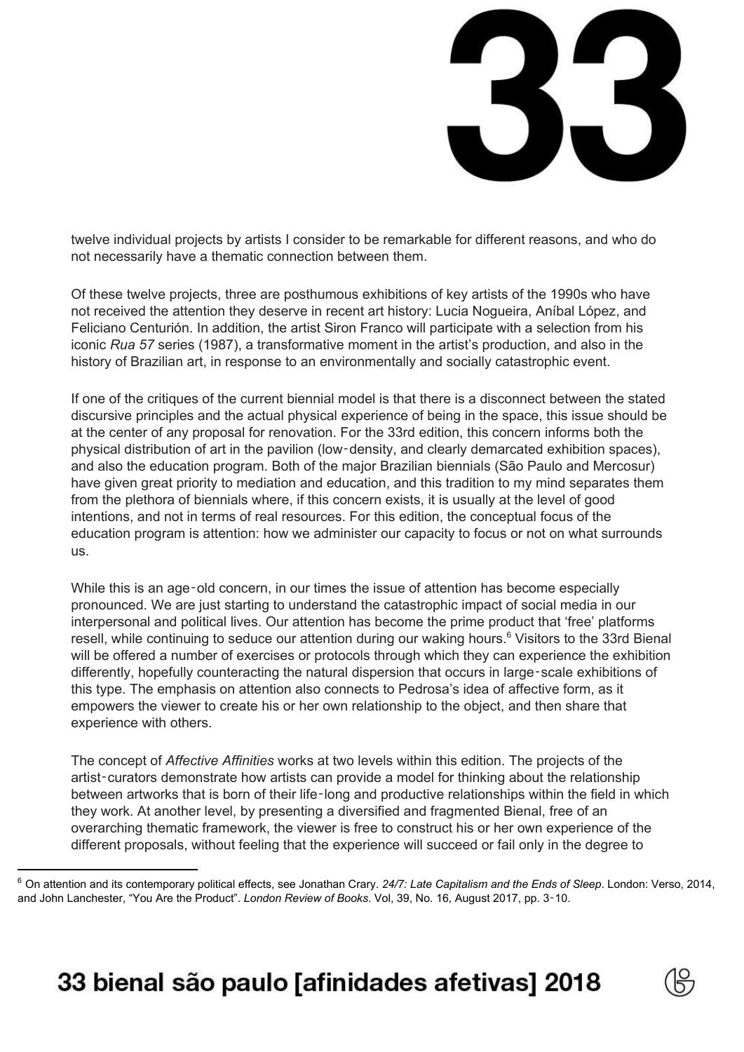twelve individual projects by artists I consider to be remarkable for different reasons, and who do not necessarily have a thematic connection between them.

Of these twelve projects, three are posthumous exhibitions of key artists of the 1990s who have not received the attention they deserve in recent art history: Lucia Nogueira, Aníbal López, and Feliciano Centurión. In addition, the artist Siron Franco will participate with a selection from his iconic *Rua 57* series (1987), a transformative moment in the artist's production, and also in the history of Brazilian art, in response to an environmentally and socially catastrophic event.

If one of the critiques of the current biennial model is that there is a disconnect between the stated discursive principles and the actual physical experience of being in the space, this issue should be at the center of any proposal for renovation. For the 33rd edition, this concern informs both the physical distribution of art in the pavilion (low-density, and clearly demarcated exhibition spaces), and also the education program. Both of the major Brazilian biennials (São Paulo and Mercosur) have given great priority to mediation and education, and this tradition to my mind separates them from the plethora of biennials where, if this concern exists, it is usually at the level of good intentions, and not in terms of real resources. For this edition, the conceptual focus of the education program is attention: how we administer our capacity to focus or not on what surrounds us.

While this is an age-old concern, in our times the issue of attention has become especially pronounced. We are just starting to understand the catastrophic impact of social media in our interpersonal and political lives. Our attention has become the prime product that 'free' platforms resell, while continuing to seduce our attention during our waking hours.[6] Visitors to the 33rd Bienal will be offered a number of exercises or protocols through which they can experience the exhibition differently, hopefully counteracting the natural dispersion that occurs in large-scale exhibitions of this type. The emphasis on attention also connects to Pedrosa's idea of affective form, as it empowers the viewer to create his or her own relationship to the object, and then share that experience with others.

The concept of *Affective Affinities* works at two levels within this edition. The projects of the artist-curators demonstrate how artists can provide a model for thinking about the relationship between artworks that is born of their life-long and productive relationships within the field in which they work. At another level, by presenting a diversified and fragmented Bienal, free of an overarching thematic framework, the viewer is free to construct his or her own experience of the different proposals, without feeling that the experience will succeed or fail only in the degree to

---

[6] On attention and its contemporary political effects, see Jonathan Crary. *24/7: Late Capitalism and the Ends of Sleep*. London: Verso, 2014, and John Lanchester, "You Are the Product". *London Review of Books*. Vol, 39, No. 16, August 2017, pp. 3-10.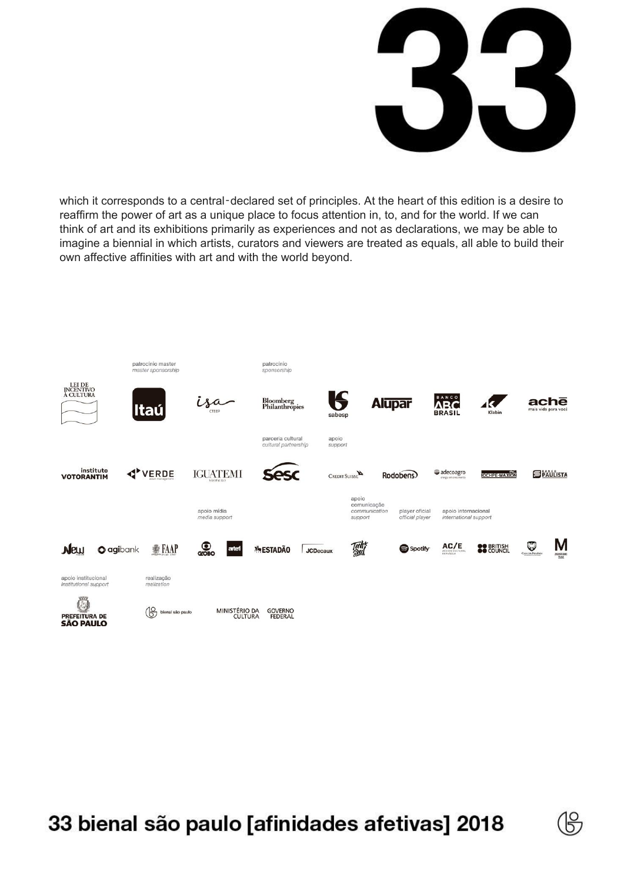which it corresponds to a central-declared set of principles. At the heart of this edition is a desire to reaffirm the power of art as a unique place to focus attention in, to, and for the world. If we can think of art and its exhibitions primarily as experiences and not as declarations, we may be able to imagine a biennial in which artists, curators and viewers are treated as equals, all able to build their own affective affinities with art and with the world beyond.

patrocínio master
*master sponsorship*

patrocínio
*sponsorship*

LEI DE INCENTIVO À CULTURA

Itaú

isa CTEEP

Bloomberg Philanthropies

sabesp

Alupar

BANCO ABC BRASIL

Klabin

achē mais vida para você

parceria cultural
*cultural partnership*

apoio
*support*

instituto VOTORANTIM

VERDE asset management

IGUATEMI SÃO PAULO

Sesc

CREDIT SUISSE

Rodobens

adecoagro

IOCHPE-MAXION

BANCO PAULISTA

apoio mídia
*media support*

apoio comunicação
*communication support*

player oficial
*official player*

apoio internacional
*international support*

New

agibank

FAAP

GLOBO

arte1

ESTADÃO

JCDecaux

Spotify

AC/E

BRITISH COUNCIL

M

apoio institucional
*institutional support*

realização
*realization*

PREFEITURA DE SÃO PAULO

bienal são paulo

MINISTÉRIO DA CULTURA

GOVERNO FEDERAL

33 bienal são paulo [afinidades afetivas] 2018